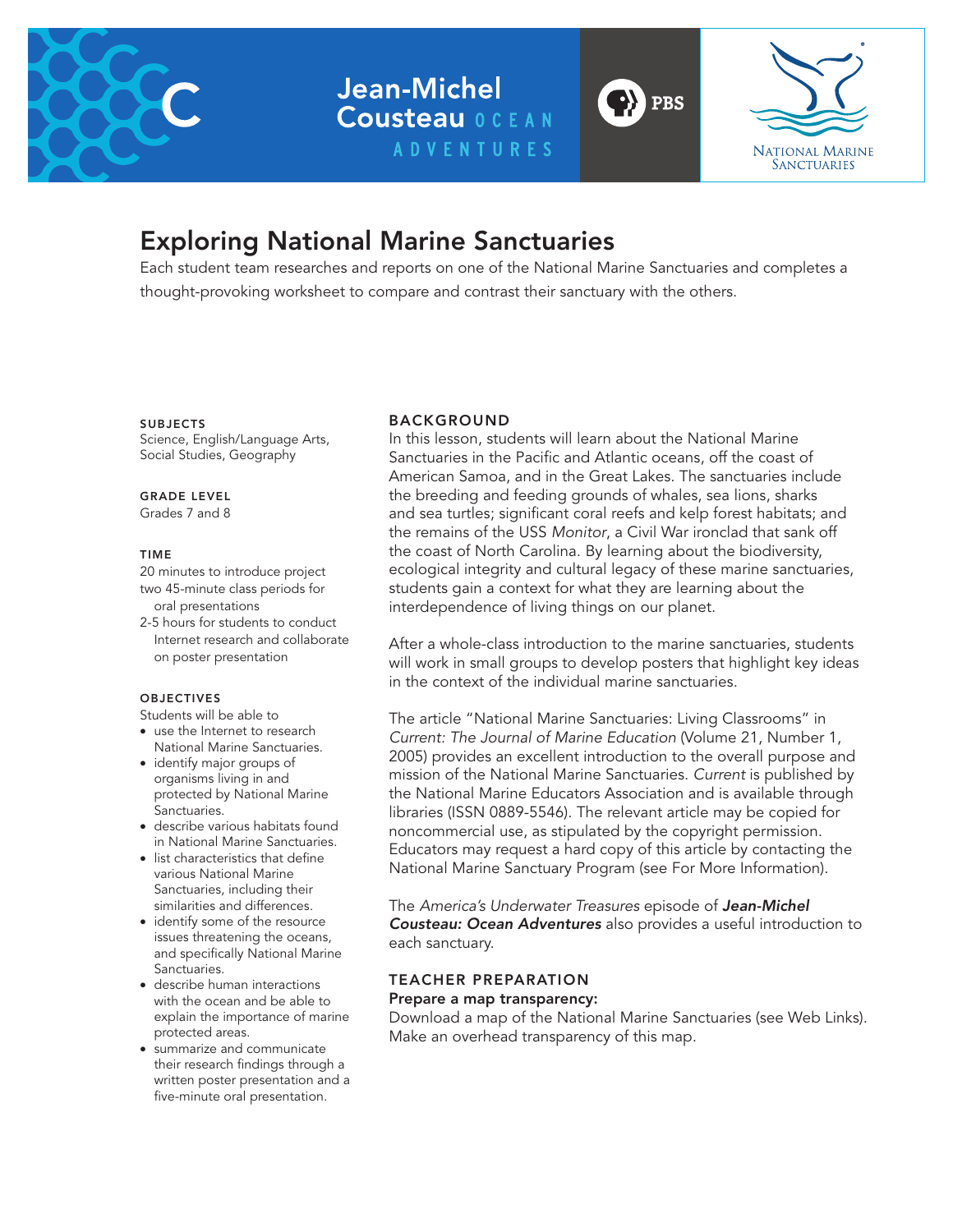Jean-Michel Cousteau OCEAN ADVENTURES

PBS

NATIONAL MARINE SANCTUARIES

# Exploring National Marine Sanctuaries

Each student team researches and reports on one of the National Marine Sanctuaries and completes a thought-provoking worksheet to compare and contrast their sanctuary with the others.

#### SUBJECTS

Science, English/Language Arts, Social Studies, Geography

#### GRADE LEVEL

Grades 7 and 8

#### TIME

20 minutes to introduce project

two 45-minute class periods for oral presentations

2-5 hours for students to conduct Internet research and collaborate on poster presentation

#### OBJECTIVES

Students will be able to

- use the Internet to research National Marine Sanctuaries.
- identify major groups of organisms living in and protected by National Marine Sanctuaries.
- describe various habitats found in National Marine Sanctuaries.
- list characteristics that define various National Marine Sanctuaries, including their similarities and differences.
- identify some of the resource issues threatening the oceans, and specifically National Marine Sanctuaries.
- describe human interactions with the ocean and be able to explain the importance of marine protected areas.
- summarize and communicate their research findings through a written poster presentation and a five-minute oral presentation.

## BACKGROUND

In this lesson, students will learn about the National Marine Sanctuaries in the Pacific and Atlantic oceans, off the coast of American Samoa, and in the Great Lakes. The sanctuaries include the breeding and feeding grounds of whales, sea lions, sharks and sea turtles; significant coral reefs and kelp forest habitats; and the remains of the USS *Monitor*, a Civil War ironclad that sank off the coast of North Carolina. By learning about the biodiversity, ecological integrity and cultural legacy of these marine sanctuaries, students gain a context for what they are learning about the interdependence of living things on our planet.

After a whole-class introduction to the marine sanctuaries, students will work in small groups to develop posters that highlight key ideas in the context of the individual marine sanctuaries.

The article "National Marine Sanctuaries: Living Classrooms" in *Current: The Journal of Marine Education* (Volume 21, Number 1, 2005) provides an excellent introduction to the overall purpose and mission of the National Marine Sanctuaries. *Current* is published by the National Marine Educators Association and is available through libraries (ISSN 0889-5546). The relevant article may be copied for noncommercial use, as stipulated by the copyright permission. Educators may request a hard copy of this article by contacting the National Marine Sanctuary Program (see For More Information).

The *America's Underwater Treasures* episode of ***Jean-Michel Cousteau: Ocean Adventures*** also provides a useful introduction to each sanctuary.

## TEACHER PREPARATION

**Prepare a map transparency:**

Download a map of the National Marine Sanctuaries (see Web Links). Make an overhead transparency of this map.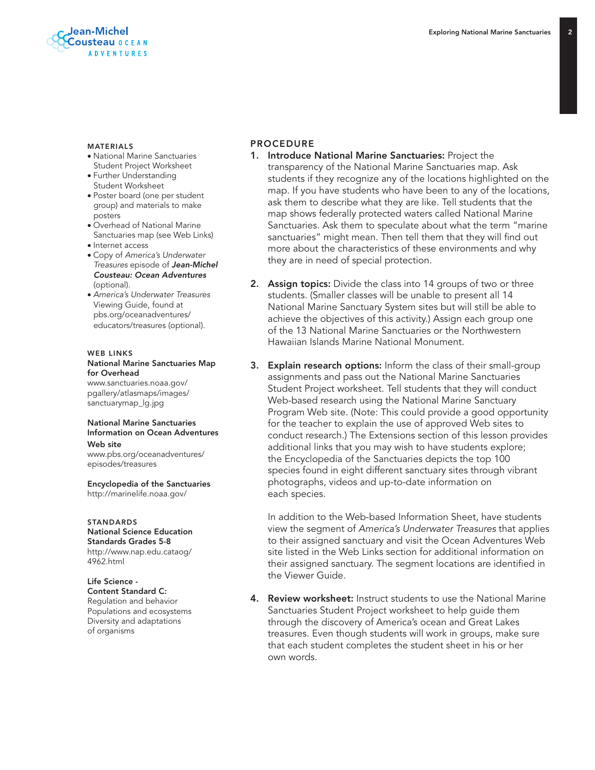## MATERIALS

- National Marine Sanctuaries Student Project Worksheet
- Further Understanding Student Worksheet
- Poster board (one per student group) and materials to make posters
- Overhead of National Marine Sanctuaries map (see Web Links)
- Internet access
- Copy of *America's Underwater Treasures* episode of ***Jean-Michel Cousteau: Ocean Adventures*** (optional).
- *America's Underwater Treasures* Viewing Guide, found at pbs.org/oceanadventures/educators/treasures (optional).

## WEB LINKS

**National Marine Sanctuaries Map for Overhead**
www.sanctuaries.noaa.gov/pgallery/atlasmaps/images/sanctuarymap_lg.jpg

**National Marine Sanctuaries Information on Ocean Adventures Web site**
www.pbs.org/oceanadventures/episodes/treasures

**Encyclopedia of the Sanctuaries**
http://marinelife.noaa.gov/

## STANDARDS

**National Science Education Standards Grades 5-8**
http://www.nap.edu.cataog/4962.html

**Life Science - Content Standard C:**
Regulation and behavior
Populations and ecosystems
Diversity and adaptations of organisms

## PROCEDURE

1. **Introduce National Marine Sanctuaries:** Project the transparency of the National Marine Sanctuaries map. Ask students if they recognize any of the locations highlighted on the map. If you have students who have been to any of the locations, ask them to describe what they are like. Tell students that the map shows federally protected waters called National Marine Sanctuaries. Ask them to speculate about what the term "marine sanctuaries" might mean. Then tell them that they will find out more about the characteristics of these environments and why they are in need of special protection.

2. **Assign topics:** Divide the class into 14 groups of two or three students. (Smaller classes will be unable to present all 14 National Marine Sanctuary System sites but will still be able to achieve the objectives of this activity.) Assign each group one of the 13 National Marine Sanctuaries or the Northwestern Hawaiian Islands Marine National Monument.

3. **Explain research options:** Inform the class of their small-group assignments and pass out the National Marine Sanctuaries Student Project worksheet. Tell students that they will conduct Web-based research using the National Marine Sanctuary Program Web site. (Note: This could provide a good opportunity for the teacher to explain the use of approved Web sites to conduct research.) The Extensions section of this lesson provides additional links that you may wish to have students explore; the Encyclopedia of the Sanctuaries depicts the top 100 species found in eight different sanctuary sites through vibrant photographs, videos and up-to-date information on each species.

   In addition to the Web-based Information Sheet, have students view the segment of *America's Underwater Treasures* that applies to their assigned sanctuary and visit the Ocean Adventures Web site listed in the Web Links section for additional information on their assigned sanctuary. The segment locations are identified in the Viewer Guide.

4. **Review worksheet:** Instruct students to use the National Marine Sanctuaries Student Project worksheet to help guide them through the discovery of America's ocean and Great Lakes treasures. Even though students will work in groups, make sure that each student completes the student sheet in his or her own words.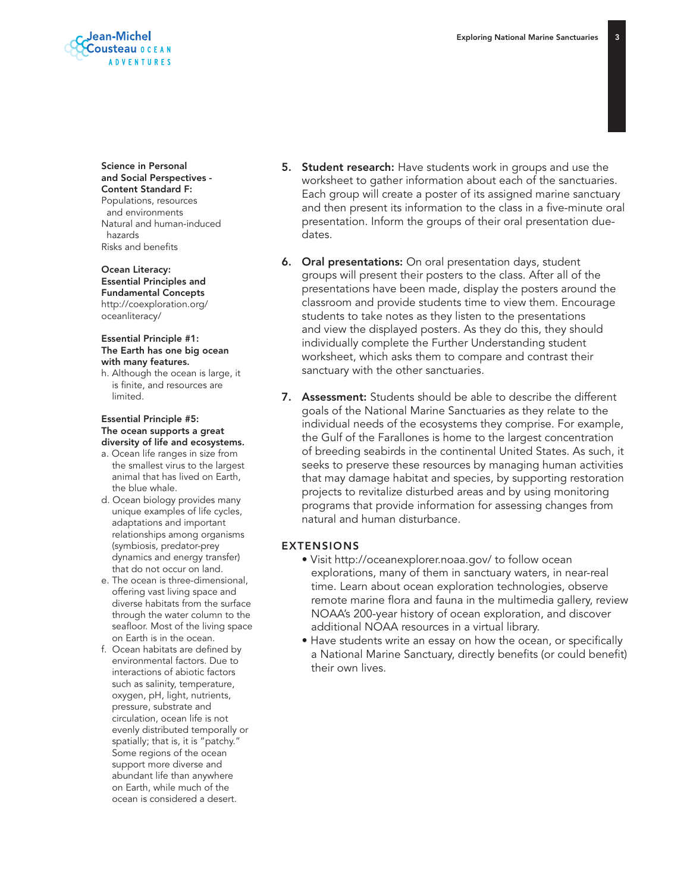**Science in Personal and Social Perspectives - Content Standard F:**
Populations, resources and environments
Natural and human-induced hazards
Risks and benefits

**Ocean Literacy: Essential Principles and Fundamental Concepts**
http://coexploration.org/oceanliteracy/

**Essential Principle #1: The Earth has one big ocean with many features.**

h. Although the ocean is large, it is finite, and resources are limited.

**Essential Principle #5: The ocean supports a great diversity of life and ecosystems.**

a. Ocean life ranges in size from the smallest virus to the largest animal that has lived on Earth, the blue whale.
d. Ocean biology provides many unique examples of life cycles, adaptations and important relationships among organisms (symbiosis, predator-prey dynamics and energy transfer) that do not occur on land.
e. The ocean is three-dimensional, offering vast living space and diverse habitats from the surface through the water column to the seafloor. Most of the living space on Earth is in the ocean.
f. Ocean habitats are defined by environmental factors. Due to interactions of abiotic factors such as salinity, temperature, oxygen, pH, light, nutrients, pressure, substrate and circulation, ocean life is not evenly distributed temporally or spatially; that is, it is "patchy." Some regions of the ocean support more diverse and abundant life than anywhere on Earth, while much of the ocean is considered a desert.

5. **Student research:** Have students work in groups and use the worksheet to gather information about each of the sanctuaries. Each group will create a poster of its assigned marine sanctuary and then present its information to the class in a five-minute oral presentation. Inform the groups of their oral presentation due-dates.

6. **Oral presentations:** On oral presentation days, student groups will present their posters to the class. After all of the presentations have been made, display the posters around the classroom and provide students time to view them. Encourage students to take notes as they listen to the presentations and view the displayed posters. As they do this, they should individually complete the Further Understanding student worksheet, which asks them to compare and contrast their sanctuary with the other sanctuaries.

7. **Assessment:** Students should be able to describe the different goals of the National Marine Sanctuaries as they relate to the individual needs of the ecosystems they comprise. For example, the Gulf of the Farallones is home to the largest concentration of breeding seabirds in the continental United States. As such, it seeks to preserve these resources by managing human activities that may damage habitat and species, by supporting restoration projects to revitalize disturbed areas and by using monitoring programs that provide information for assessing changes from natural and human disturbance.

## EXTENSIONS

- Visit http://oceanexplorer.noaa.gov/ to follow ocean explorations, many of them in sanctuary waters, in near-real time. Learn about ocean exploration technologies, observe remote marine flora and fauna in the multimedia gallery, review NOAA's 200-year history of ocean exploration, and discover additional NOAA resources in a virtual library.
- Have students write an essay on how the ocean, or specifically a National Marine Sanctuary, directly benefits (or could benefit) their own lives.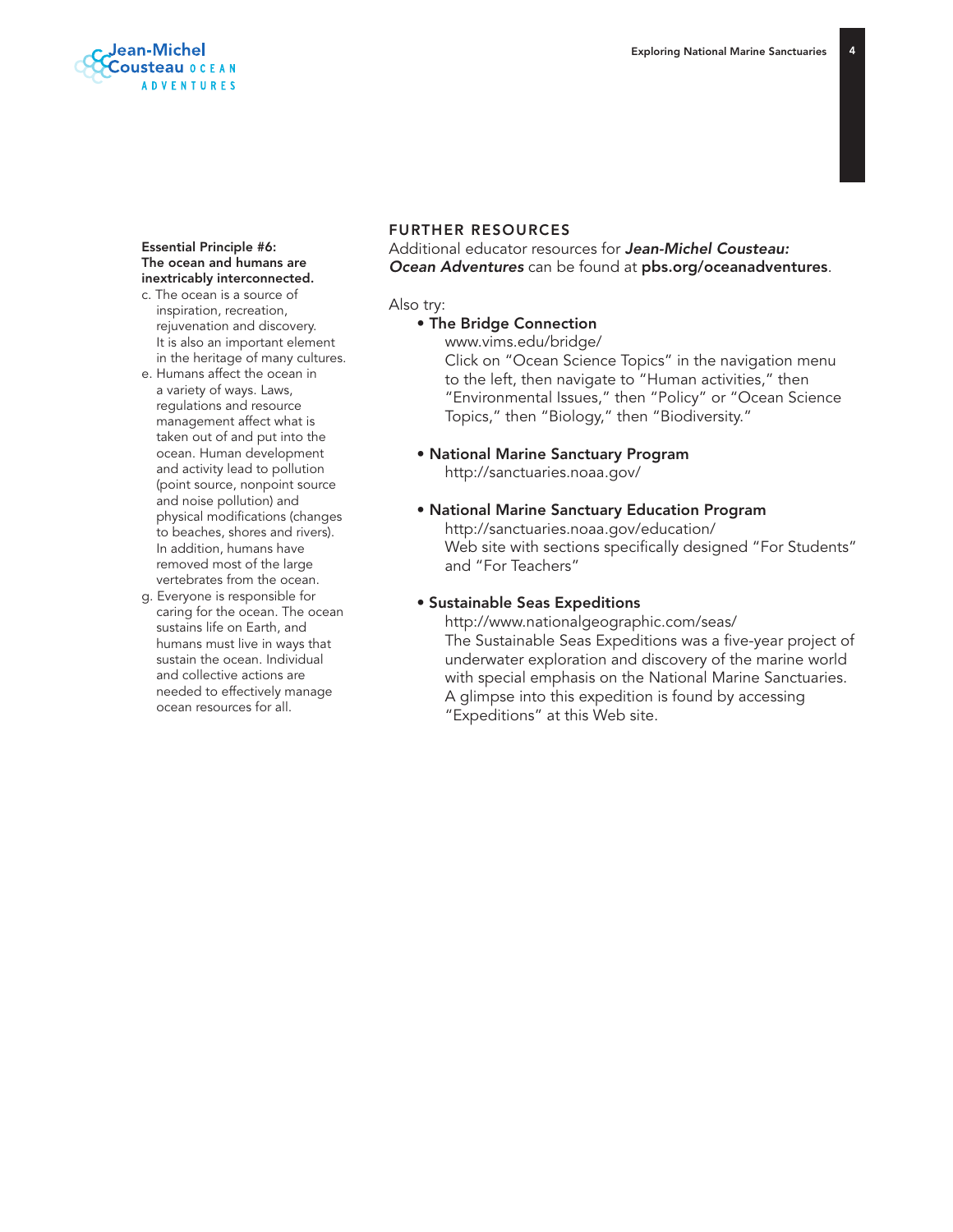**Essential Principle #6: The ocean and humans are inextricably interconnected.**

c. The ocean is a source of inspiration, recreation, rejuvenation and discovery. It is also an important element in the heritage of many cultures.

e. Humans affect the ocean in a variety of ways. Laws, regulations and resource management affect what is taken out of and put into the ocean. Human development and activity lead to pollution (point source, nonpoint source and noise pollution) and physical modifications (changes to beaches, shores and rivers). In addition, humans have removed most of the large vertebrates from the ocean.

g. Everyone is responsible for caring for the ocean. The ocean sustains life on Earth, and humans must live in ways that sustain the ocean. Individual and collective actions are needed to effectively manage ocean resources for all.

## FURTHER RESOURCES

Additional educator resources for ***Jean-Michel Cousteau: Ocean Adventures*** can be found at **pbs.org/oceanadventures**.

Also try:

- **The Bridge Connection**
  www.vims.edu/bridge/
  Click on "Ocean Science Topics" in the navigation menu to the left, then navigate to "Human activities," then "Environmental Issues," then "Policy" or "Ocean Science Topics," then "Biology," then "Biodiversity."

- **National Marine Sanctuary Program**
  http://sanctuaries.noaa.gov/

- **National Marine Sanctuary Education Program**
  http://sanctuaries.noaa.gov/education/
  Web site with sections specifically designed "For Students" and "For Teachers"

- **Sustainable Seas Expeditions**
  http://www.nationalgeographic.com/seas/
  The Sustainable Seas Expeditions was a five-year project of underwater exploration and discovery of the marine world with special emphasis on the National Marine Sanctuaries. A glimpse into this expedition is found by accessing "Expeditions" at this Web site.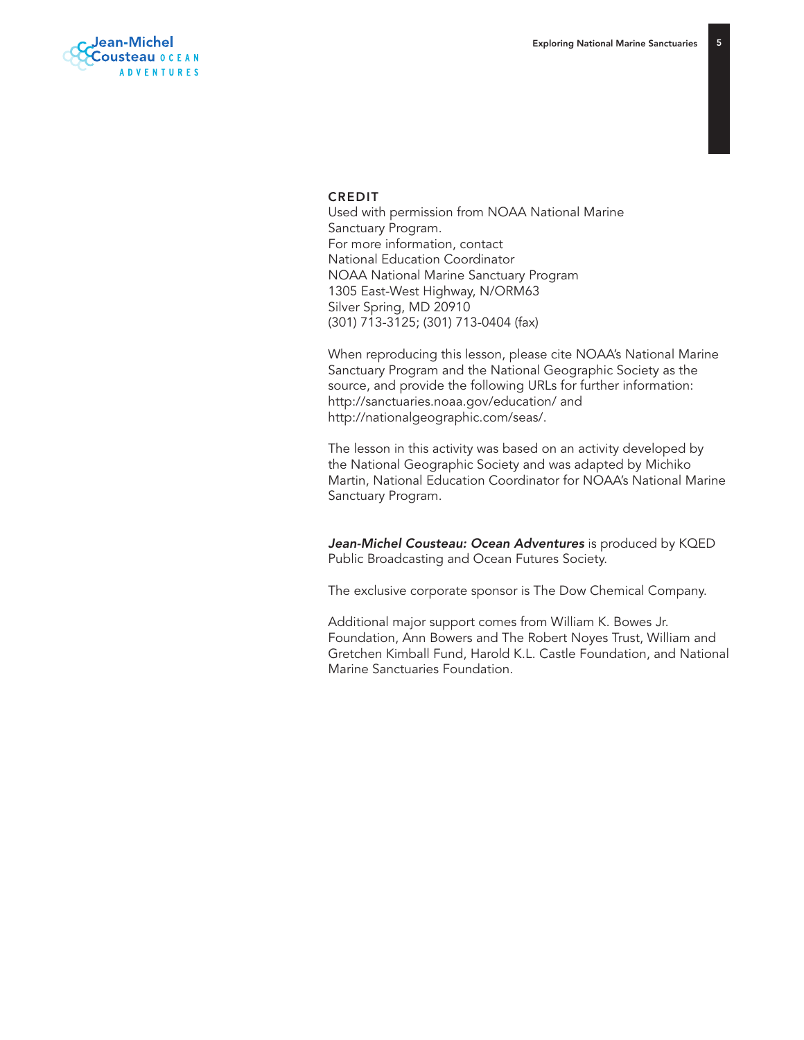## CREDIT

Used with permission from NOAA National Marine Sanctuary Program.
For more information, contact
National Education Coordinator
NOAA National Marine Sanctuary Program
1305 East-West Highway, N/ORM63
Silver Spring, MD 20910
(301) 713-3125; (301) 713-0404 (fax)

When reproducing this lesson, please cite NOAA's National Marine Sanctuary Program and the National Geographic Society as the source, and provide the following URLs for further information:
http://sanctuaries.noaa.gov/education/ and
http://nationalgeographic.com/seas/.

The lesson in this activity was based on an activity developed by the National Geographic Society and was adapted by Michiko Martin, National Education Coordinator for NOAA's National Marine Sanctuary Program.

***Jean-Michel Cousteau: Ocean Adventures*** is produced by KQED Public Broadcasting and Ocean Futures Society.

The exclusive corporate sponsor is The Dow Chemical Company.

Additional major support comes from William K. Bowes Jr. Foundation, Ann Bowers and The Robert Noyes Trust, William and Gretchen Kimball Fund, Harold K.L. Castle Foundation, and National Marine Sanctuaries Foundation.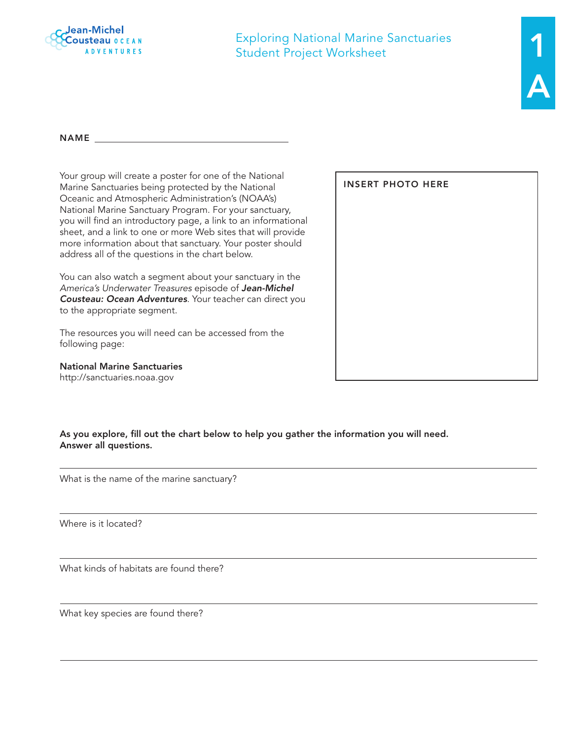Jean-Michel Cousteau OCEAN ADVENTURES

# Exploring National Marine Sanctuaries
## Student Project Worksheet

**1A**

**NAME** ______________________________

Your group will create a poster for one of the National Marine Sanctuaries being protected by the National Oceanic and Atmospheric Administration's (NOAA's) National Marine Sanctuary Program. For your sanctuary, you will find an introductory page, a link to an informational sheet, and a link to one or more Web sites that will provide more information about that sanctuary. Your poster should address all of the questions in the chart below.

You can also watch a segment about your sanctuary in the *America's Underwater Treasures* episode of ***Jean-Michel Cousteau: Ocean Adventures***. Your teacher can direct you to the appropriate segment.

The resources you will need can be accessed from the following page:

**National Marine Sanctuaries**
http://sanctuaries.noaa.gov

INSERT PHOTO HERE

**As you explore, fill out the chart below to help you gather the information you will need. Answer all questions.**

| |
|---|
| What is the name of the marine sanctuary? |
| Where is it located? |
| What kinds of habitats are found there? |
| What key species are found there? |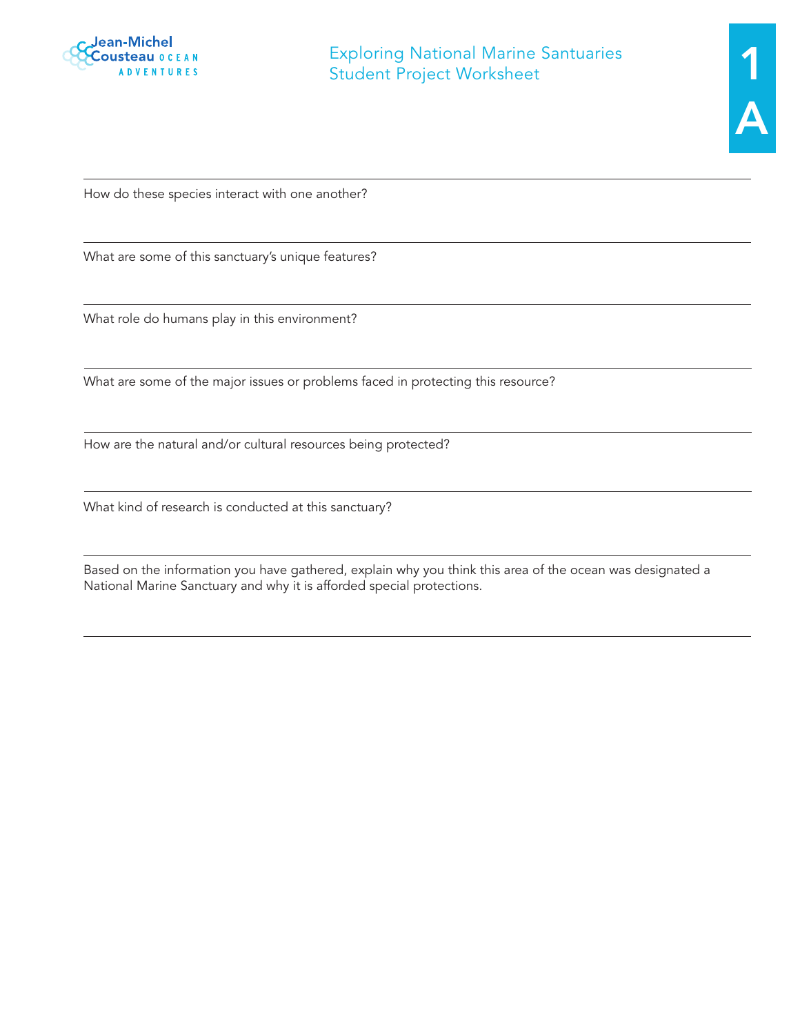How do these species interact with one another?

What are some of this sanctuary's unique features?

What role do humans play in this environment?

What are some of the major issues or problems faced in protecting this resource?

How are the natural and/or cultural resources being protected?

What kind of research is conducted at this sanctuary?

Based on the information you have gathered, explain why you think this area of the ocean was designated a National Marine Sanctuary and why it is afforded special protections.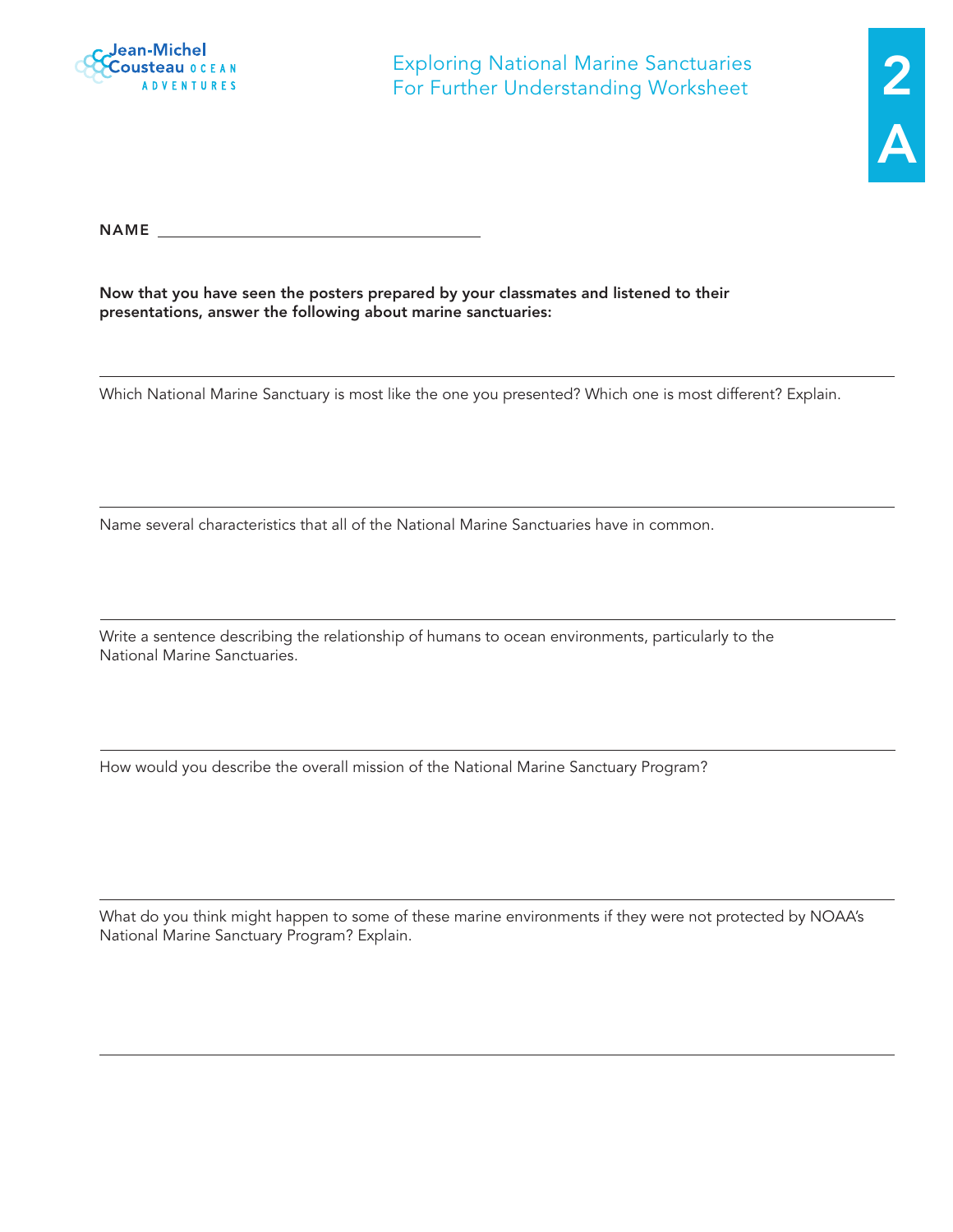# Exploring National Marine Sanctuaries
## For Further Understanding Worksheet

**2A**

**NAME** ________________________________

**Now that you have seen the posters prepared by your classmates and listened to their presentations, answer the following about marine sanctuaries:**

---

Which National Marine Sanctuary is most like the one you presented? Which one is most different? Explain.

---

Name several characteristics that all of the National Marine Sanctuaries have in common.

---

Write a sentence describing the relationship of humans to ocean environments, particularly to the National Marine Sanctuaries.

---

How would you describe the overall mission of the National Marine Sanctuary Program?

---

What do you think might happen to some of these marine environments if they were not protected by NOAA's National Marine Sanctuary Program? Explain.

---